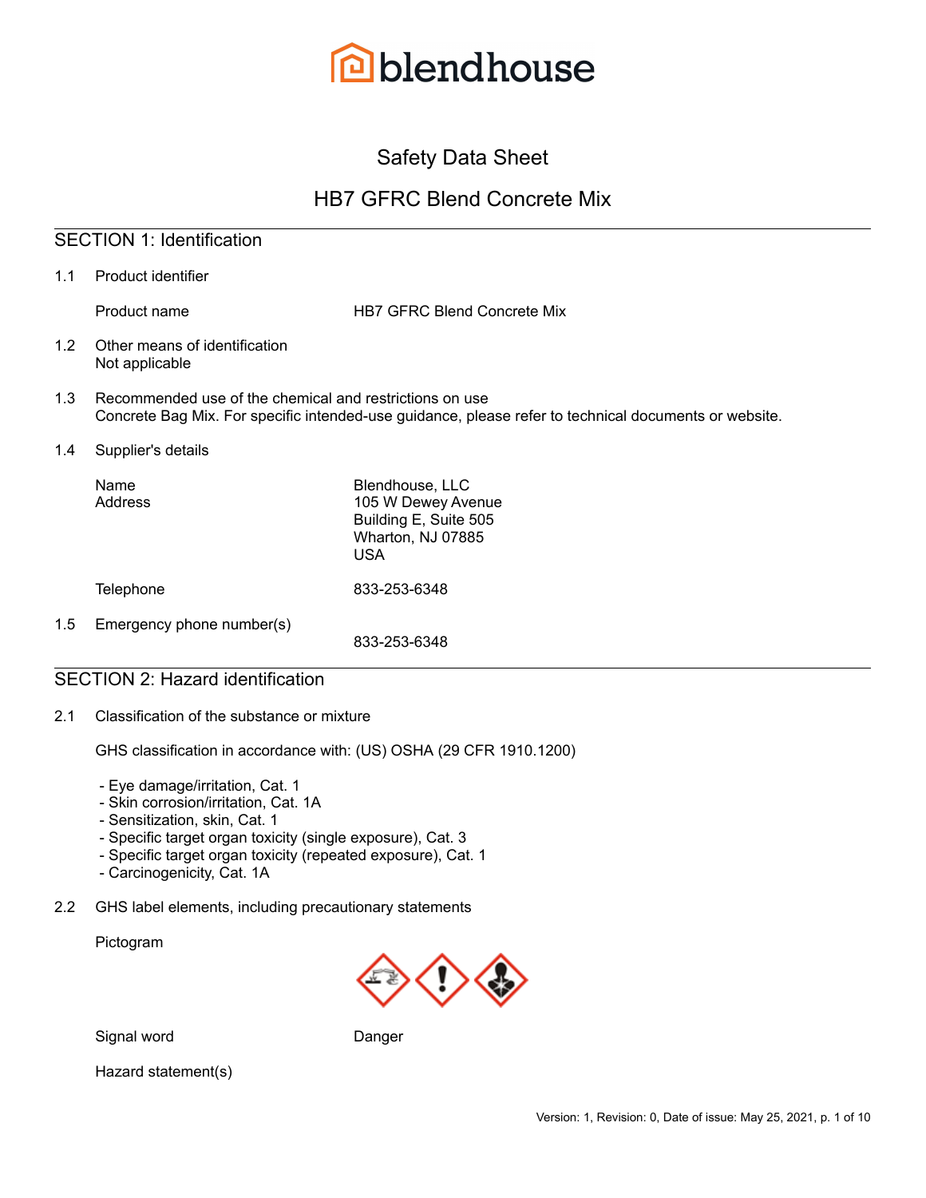blendhouse

# Safety Data Sheet

# HB7 GFRC Blend Concrete Mix

## SECTION 1: Identification

1.1 Product identifier

Product name: HB7 GFRC Blend Concrete Mix

1.2 Other means of identification
Not applicable

1.3 Recommended use of the chemical and restrictions on use
Concrete Bag Mix. For specific intended-use guidance, please refer to technical documents or website.

1.4 Supplier's details

| | |
|---|---|
| Name | Blendhouse, LLC |
| Address | 105 W Dewey Avenue<br>Building E, Suite 505<br>Wharton, NJ 07885<br>USA |
| Telephone | 833-253-6348 |

1.5 Emergency phone number(s)

833-253-6348

## SECTION 2: Hazard identification

2.1 Classification of the substance or mixture

GHS classification in accordance with: (US) OSHA (29 CFR 1910.1200)

- Eye damage/irritation, Cat. 1
- Skin corrosion/irritation, Cat. 1A
- Sensitization, skin, Cat. 1
- Specific target organ toxicity (single exposure), Cat. 3
- Specific target organ toxicity (repeated exposure), Cat. 1
- Carcinogenicity, Cat. 1A

2.2 GHS label elements, including precautionary statements

Pictogram

Signal word: Danger

Hazard statement(s)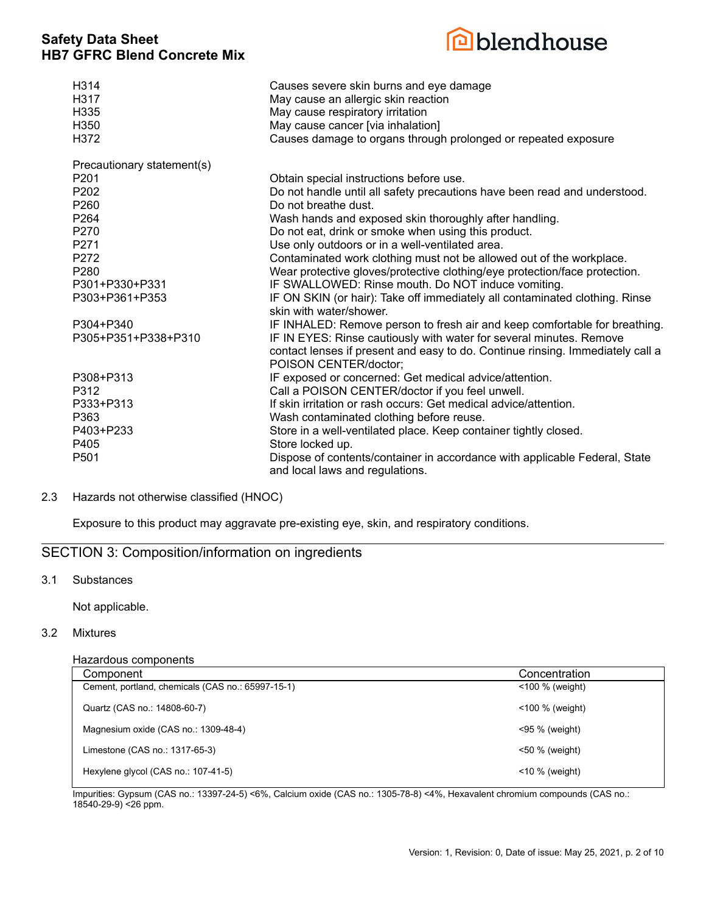| | |
|---|---|
| H314 | Causes severe skin burns and eye damage |
| H317 | May cause an allergic skin reaction |
| H335 | May cause respiratory irritation |
| H350 | May cause cancer [via inhalation] |
| H372 | Causes damage to organs through prolonged or repeated exposure |

Precautionary statement(s)

| | |
|---|---|
| P201 | Obtain special instructions before use. |
| P202 | Do not handle until all safety precautions have been read and understood. |
| P260 | Do not breathe dust. |
| P264 | Wash hands and exposed skin thoroughly after handling. |
| P270 | Do not eat, drink or smoke when using this product. |
| P271 | Use only outdoors or in a well-ventilated area. |
| P272 | Contaminated work clothing must not be allowed out of the workplace. |
| P280 | Wear protective gloves/protective clothing/eye protection/face protection. |
| P301+P330+P331 | IF SWALLOWED: Rinse mouth. Do NOT induce vomiting. |
| P303+P361+P353 | IF ON SKIN (or hair): Take off immediately all contaminated clothing. Rinse skin with water/shower. |
| P304+P340 | IF INHALED: Remove person to fresh air and keep comfortable for breathing. |
| P305+P351+P338+P310 | IF IN EYES: Rinse cautiously with water for several minutes. Remove contact lenses if present and easy to do. Continue rinsing. Immediately call a POISON CENTER/doctor; |
| P308+P313 | IF exposed or concerned: Get medical advice/attention. |
| P312 | Call a POISON CENTER/doctor if you feel unwell. |
| P333+P313 | If skin irritation or rash occurs: Get medical advice/attention. |
| P363 | Wash contaminated clothing before reuse. |
| P403+P233 | Store in a well-ventilated place. Keep container tightly closed. |
| P405 | Store locked up. |
| P501 | Dispose of contents/container in accordance with applicable Federal, State and local laws and regulations. |

2.3 Hazards not otherwise classified (HNOC)

Exposure to this product may aggravate pre-existing eye, skin, and respiratory conditions.

## SECTION 3: Composition/information on ingredients

3.1 Substances

Not applicable.

3.2 Mixtures

Hazardous components

| Component | Concentration |
|---|---|
| Cement, portland, chemicals (CAS no.: 65997-15-1) | <100 % (weight) |
| Quartz (CAS no.: 14808-60-7) | <100 % (weight) |
| Magnesium oxide (CAS no.: 1309-48-4) | <95 % (weight) |
| Limestone (CAS no.: 1317-65-3) | <50 % (weight) |
| Hexylene glycol (CAS no.: 107-41-5) | <10 % (weight) |

Impurities: Gypsum (CAS no.: 13397-24-5) <6%, Calcium oxide (CAS no.: 1305-78-8) <4%, Hexavalent chromium compounds (CAS no.: 18540-29-9) <26 ppm.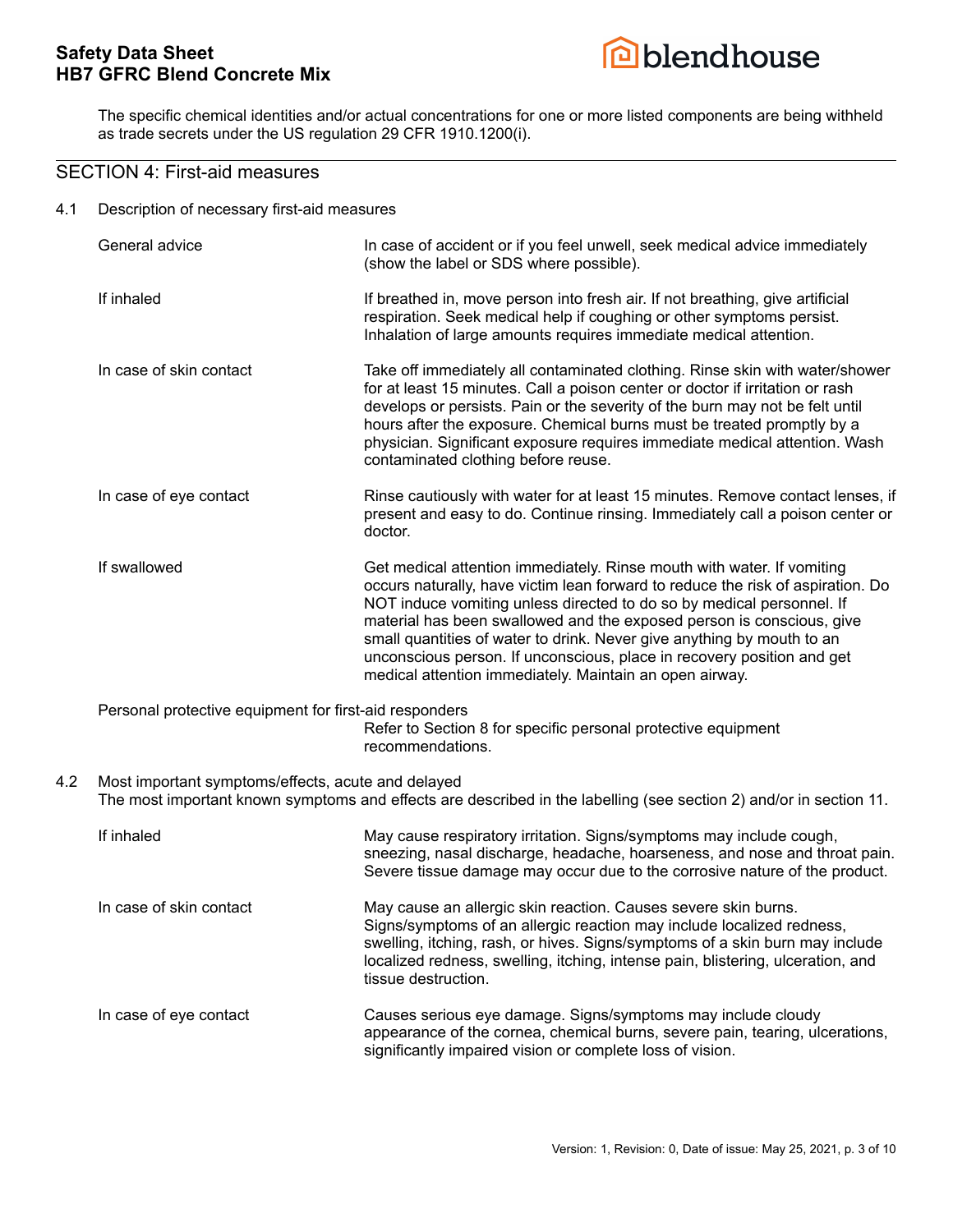The specific chemical identities and/or actual concentrations for one or more listed components are being withheld as trade secrets under the US regulation 29 CFR 1910.1200(i).

## SECTION 4: First-aid measures

### 4.1 Description of necessary first-aid measures

| | |
|---|---|
| General advice | In case of accident or if you feel unwell, seek medical advice immediately (show the label or SDS where possible). |
| If inhaled | If breathed in, move person into fresh air. If not breathing, give artificial respiration. Seek medical help if coughing or other symptoms persist. Inhalation of large amounts requires immediate medical attention. |
| In case of skin contact | Take off immediately all contaminated clothing. Rinse skin with water/shower for at least 15 minutes. Call a poison center or doctor if irritation or rash develops or persists. Pain or the severity of the burn may not be felt until hours after the exposure. Chemical burns must be treated promptly by a physician. Significant exposure requires immediate medical attention. Wash contaminated clothing before reuse. |
| In case of eye contact | Rinse cautiously with water for at least 15 minutes. Remove contact lenses, if present and easy to do. Continue rinsing. Immediately call a poison center or doctor. |
| If swallowed | Get medical attention immediately. Rinse mouth with water. If vomiting occurs naturally, have victim lean forward to reduce the risk of aspiration. Do NOT induce vomiting unless directed to do so by medical personnel. If material has been swallowed and the exposed person is conscious, give small quantities of water to drink. Never give anything by mouth to an unconscious person. If unconscious, place in recovery position and get medical attention immediately. Maintain an open airway. |

Personal protective equipment for first-aid responders

Refer to Section 8 for specific personal protective equipment recommendations.

### 4.2 Most important symptoms/effects, acute and delayed

The most important known symptoms and effects are described in the labelling (see section 2) and/or in section 11.

| | |
|---|---|
| If inhaled | May cause respiratory irritation. Signs/symptoms may include cough, sneezing, nasal discharge, headache, hoarseness, and nose and throat pain. Severe tissue damage may occur due to the corrosive nature of the product. |
| In case of skin contact | May cause an allergic skin reaction. Causes severe skin burns. Signs/symptoms of an allergic reaction may include localized redness, swelling, itching, rash, or hives. Signs/symptoms of a skin burn may include localized redness, swelling, itching, intense pain, blistering, ulceration, and tissue destruction. |
| In case of eye contact | Causes serious eye damage. Signs/symptoms may include cloudy appearance of the cornea, chemical burns, severe pain, tearing, ulcerations, significantly impaired vision or complete loss of vision. |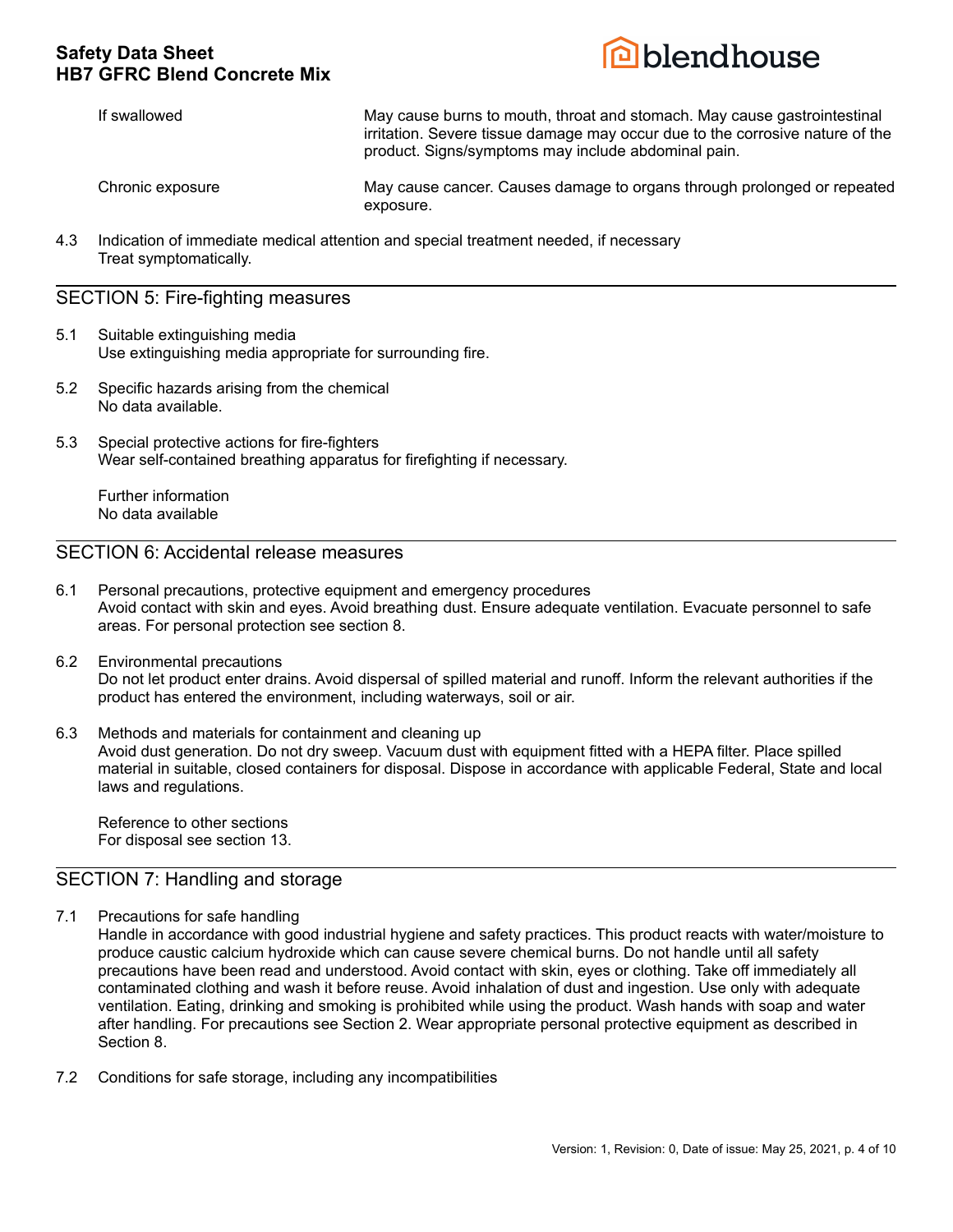| | |
|---|---|
| If swallowed | May cause burns to mouth, throat and stomach. May cause gastrointestinal irritation. Severe tissue damage may occur due to the corrosive nature of the product. Signs/symptoms may include abdominal pain. |
| Chronic exposure | May cause cancer. Causes damage to organs through prolonged or repeated exposure. |

4.3 Indication of immediate medical attention and special treatment needed, if necessary
Treat symptomatically.

## SECTION 5: Fire-fighting measures

5.1 Suitable extinguishing media
Use extinguishing media appropriate for surrounding fire.

5.2 Specific hazards arising from the chemical
No data available.

5.3 Special protective actions for fire-fighters
Wear self-contained breathing apparatus for firefighting if necessary.

Further information
No data available

## SECTION 6: Accidental release measures

6.1 Personal precautions, protective equipment and emergency procedures
Avoid contact with skin and eyes. Avoid breathing dust. Ensure adequate ventilation. Evacuate personnel to safe areas. For personal protection see section 8.

6.2 Environmental precautions
Do not let product enter drains. Avoid dispersal of spilled material and runoff. Inform the relevant authorities if the product has entered the environment, including waterways, soil or air.

6.3 Methods and materials for containment and cleaning up
Avoid dust generation. Do not dry sweep. Vacuum dust with equipment fitted with a HEPA filter. Place spilled material in suitable, closed containers for disposal. Dispose in accordance with applicable Federal, State and local laws and regulations.

Reference to other sections
For disposal see section 13.

## SECTION 7: Handling and storage

7.1 Precautions for safe handling
Handle in accordance with good industrial hygiene and safety practices. This product reacts with water/moisture to produce caustic calcium hydroxide which can cause severe chemical burns. Do not handle until all safety precautions have been read and understood. Avoid contact with skin, eyes or clothing. Take off immediately all contaminated clothing and wash it before reuse. Avoid inhalation of dust and ingestion. Use only with adequate ventilation. Eating, drinking and smoking is prohibited while using the product. Wash hands with soap and water after handling. For precautions see Section 2. Wear appropriate personal protective equipment as described in Section 8.

7.2 Conditions for safe storage, including any incompatibilities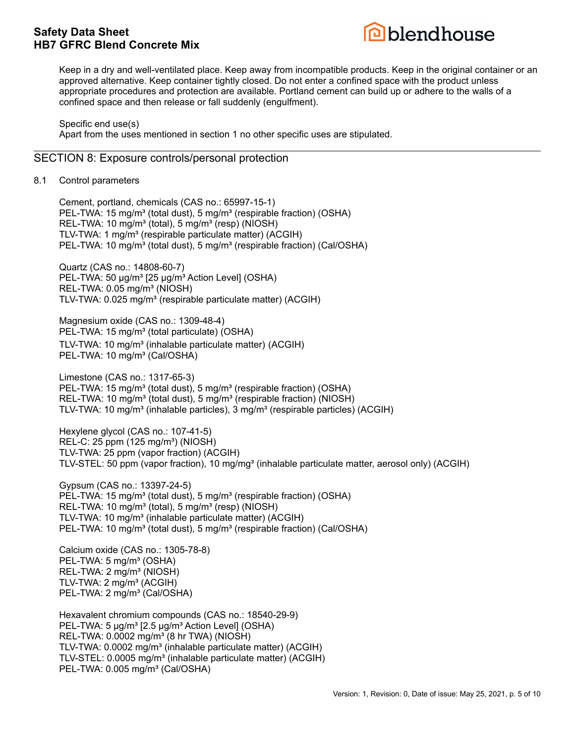Keep in a dry and well-ventilated place. Keep away from incompatible products. Keep in the original container or an approved alternative. Keep container tightly closed. Do not enter a confined space with the product unless appropriate procedures and protection are available. Portland cement can build up or adhere to the walls of a confined space and then release or fall suddenly (engulfment).

Specific end use(s)
Apart from the uses mentioned in section 1 no other specific uses are stipulated.

## SECTION 8: Exposure controls/personal protection

8.1 Control parameters

Cement, portland, chemicals (CAS no.: 65997-15-1)
PEL-TWA: 15 mg/m³ (total dust), 5 mg/m³ (respirable fraction) (OSHA)
REL-TWA: 10 mg/m³ (total), 5 mg/m³ (resp) (NIOSH)
TLV-TWA: 1 mg/m³ (respirable particulate matter) (ACGIH)
PEL-TWA: 10 mg/m³ (total dust), 5 mg/m³ (respirable fraction) (Cal/OSHA)

Quartz (CAS no.: 14808-60-7)
PEL-TWA: 50 µg/m³ [25 µg/m³ Action Level] (OSHA)
REL-TWA: 0.05 mg/m³ (NIOSH)
TLV-TWA: 0.025 mg/m³ (respirable particulate matter) (ACGIH)

Magnesium oxide (CAS no.: 1309-48-4)
PEL-TWA: 15 mg/m³ (total particulate) (OSHA)
TLV-TWA: 10 mg/m³ (inhalable particulate matter) (ACGIH)
PEL-TWA: 10 mg/m³ (Cal/OSHA)

Limestone (CAS no.: 1317-65-3)
PEL-TWA: 15 mg/m³ (total dust), 5 mg/m³ (respirable fraction) (OSHA)
REL-TWA: 10 mg/m³ (total dust), 5 mg/m³ (respirable fraction) (NIOSH)
TLV-TWA: 10 mg/m³ (inhalable particles), 3 mg/m³ (respirable particles) (ACGIH)

Hexylene glycol (CAS no.: 107-41-5)
REL-C: 25 ppm (125 mg/m³) (NIOSH)
TLV-TWA: 25 ppm (vapor fraction) (ACGIH)
TLV-STEL: 50 ppm (vapor fraction), 10 mg/mg³ (inhalable particulate matter, aerosol only) (ACGIH)

Gypsum (CAS no.: 13397-24-5)
PEL-TWA: 15 mg/m³ (total dust), 5 mg/m³ (respirable fraction) (OSHA)
REL-TWA: 10 mg/m³ (total), 5 mg/m³ (resp) (NIOSH)
TLV-TWA: 10 mg/m³ (inhalable particulate matter) (ACGIH)
PEL-TWA: 10 mg/m³ (total dust), 5 mg/m³ (respirable fraction) (Cal/OSHA)

Calcium oxide (CAS no.: 1305-78-8)
PEL-TWA: 5 mg/m³ (OSHA)
REL-TWA: 2 mg/m³ (NIOSH)
TLV-TWA: 2 mg/m³ (ACGIH)
PEL-TWA: 2 mg/m³ (Cal/OSHA)

Hexavalent chromium compounds (CAS no.: 18540-29-9)
PEL-TWA: 5 µg/m³ [2.5 µg/m³ Action Level] (OSHA)
REL-TWA: 0.0002 mg/m³ (8 hr TWA) (NIOSH)
TLV-TWA: 0.0002 mg/m³ (inhalable particulate matter) (ACGIH)
TLV-STEL: 0.0005 mg/m³ (inhalable particulate matter) (ACGIH)
PEL-TWA: 0.005 mg/m³ (Cal/OSHA)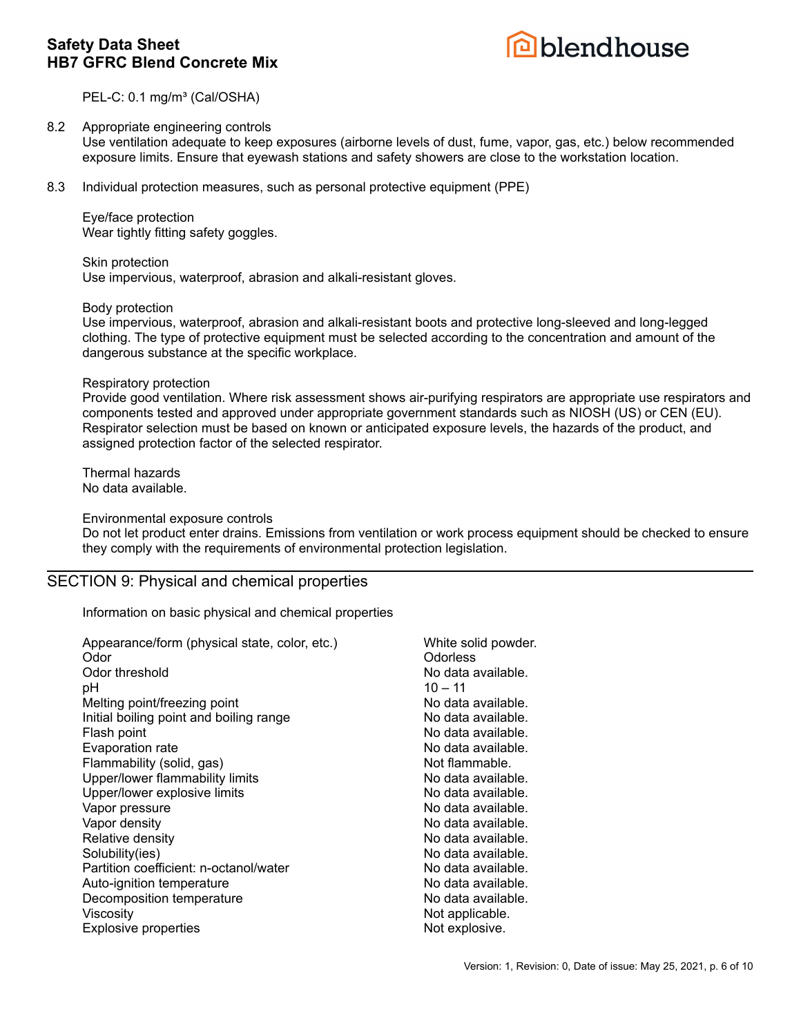PEL-C: 0.1 mg/m³ (Cal/OSHA)

8.2 Appropriate engineering controls

Use ventilation adequate to keep exposures (airborne levels of dust, fume, vapor, gas, etc.) below recommended exposure limits. Ensure that eyewash stations and safety showers are close to the workstation location.

8.3 Individual protection measures, such as personal protective equipment (PPE)

Eye/face protection

Wear tightly fitting safety goggles.

Skin protection

Use impervious, waterproof, abrasion and alkali-resistant gloves.

Body protection

Use impervious, waterproof, abrasion and alkali-resistant boots and protective long-sleeved and long-legged clothing. The type of protective equipment must be selected according to the concentration and amount of the dangerous substance at the specific workplace.

Respiratory protection

Provide good ventilation. Where risk assessment shows air-purifying respirators are appropriate use respirators and components tested and approved under appropriate government standards such as NIOSH (US) or CEN (EU). Respirator selection must be based on known or anticipated exposure levels, the hazards of the product, and assigned protection factor of the selected respirator.

Thermal hazards

No data available.

Environmental exposure controls

Do not let product enter drains. Emissions from ventilation or work process equipment should be checked to ensure they comply with the requirements of environmental protection legislation.

## SECTION 9: Physical and chemical properties

Information on basic physical and chemical properties

| Property | Value |
|---|---|
| Appearance/form (physical state, color, etc.) | White solid powder. |
| Odor | Odorless |
| Odor threshold | No data available. |
| pH | 10 – 11 |
| Melting point/freezing point | No data available. |
| Initial boiling point and boiling range | No data available. |
| Flash point | No data available. |
| Evaporation rate | No data available. |
| Flammability (solid, gas) | Not flammable. |
| Upper/lower flammability limits | No data available. |
| Upper/lower explosive limits | No data available. |
| Vapor pressure | No data available. |
| Vapor density | No data available. |
| Relative density | No data available. |
| Solubility(ies) | No data available. |
| Partition coefficient: n-octanol/water | No data available. |
| Auto-ignition temperature | No data available. |
| Decomposition temperature | No data available. |
| Viscosity | Not applicable. |
| Explosive properties | Not explosive. |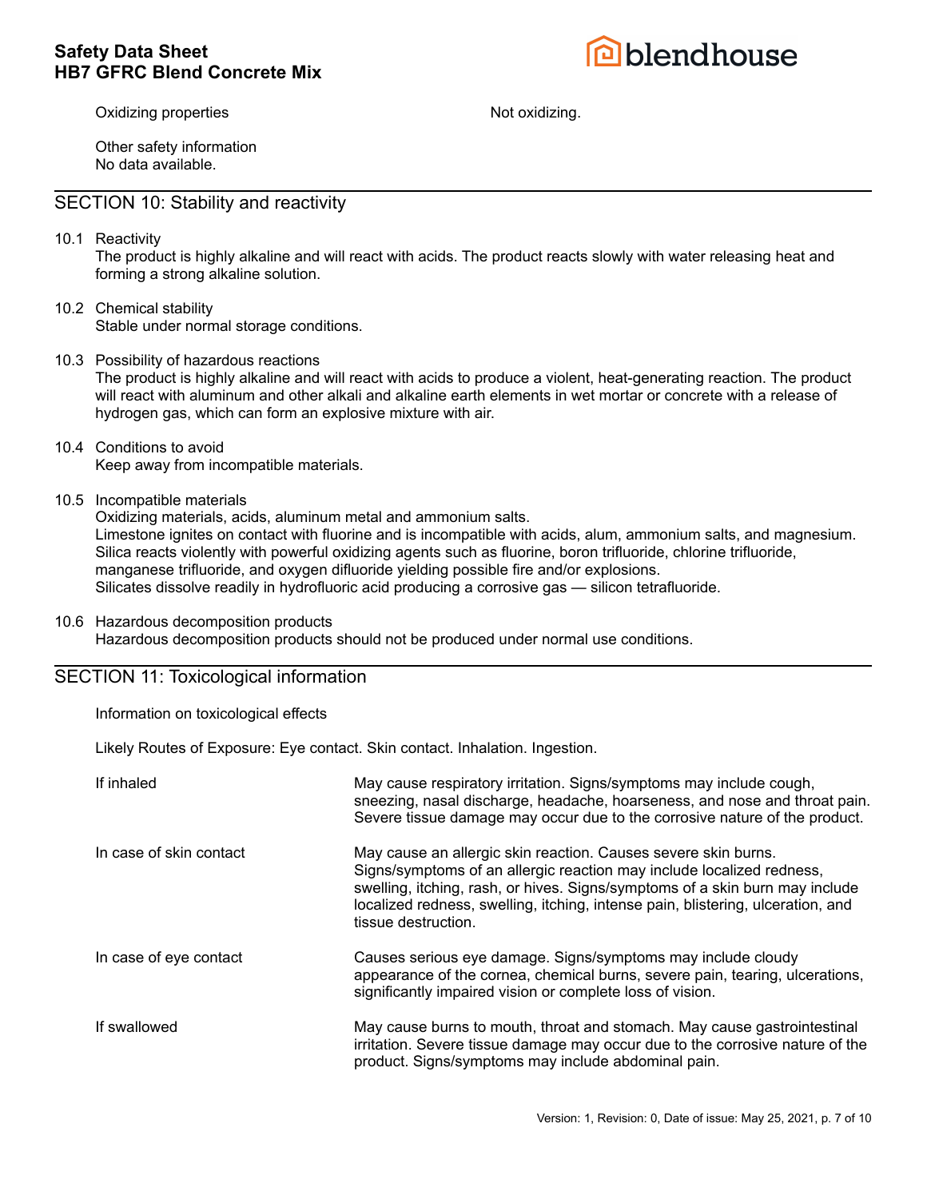| | |
|---|---|
| Oxidizing properties | Not oxidizing. |

Other safety information
No data available.

## SECTION 10: Stability and reactivity

10.1 Reactivity
The product is highly alkaline and will react with acids. The product reacts slowly with water releasing heat and forming a strong alkaline solution.

10.2 Chemical stability
Stable under normal storage conditions.

10.3 Possibility of hazardous reactions
The product is highly alkaline and will react with acids to produce a violent, heat-generating reaction. The product will react with aluminum and other alkali and alkaline earth elements in wet mortar or concrete with a release of hydrogen gas, which can form an explosive mixture with air.

10.4 Conditions to avoid
Keep away from incompatible materials.

10.5 Incompatible materials
Oxidizing materials, acids, aluminum metal and ammonium salts.
Limestone ignites on contact with fluorine and is incompatible with acids, alum, ammonium salts, and magnesium.
Silica reacts violently with powerful oxidizing agents such as fluorine, boron trifluoride, chlorine trifluoride, manganese trifluoride, and oxygen difluoride yielding possible fire and/or explosions.
Silicates dissolve readily in hydrofluoric acid producing a corrosive gas — silicon tetrafluoride.

10.6 Hazardous decomposition products
Hazardous decomposition products should not be produced under normal use conditions.

## SECTION 11: Toxicological information

Information on toxicological effects

Likely Routes of Exposure: Eye contact. Skin contact. Inhalation. Ingestion.

| | |
|---|---|
| If inhaled | May cause respiratory irritation. Signs/symptoms may include cough, sneezing, nasal discharge, headache, hoarseness, and nose and throat pain. Severe tissue damage may occur due to the corrosive nature of the product. |
| In case of skin contact | May cause an allergic skin reaction. Causes severe skin burns. Signs/symptoms of an allergic reaction may include localized redness, swelling, itching, rash, or hives. Signs/symptoms of a skin burn may include localized redness, swelling, itching, intense pain, blistering, ulceration, and tissue destruction. |
| In case of eye contact | Causes serious eye damage. Signs/symptoms may include cloudy appearance of the cornea, chemical burns, severe pain, tearing, ulcerations, significantly impaired vision or complete loss of vision. |
| If swallowed | May cause burns to mouth, throat and stomach. May cause gastrointestinal irritation. Severe tissue damage may occur due to the corrosive nature of the product. Signs/symptoms may include abdominal pain. |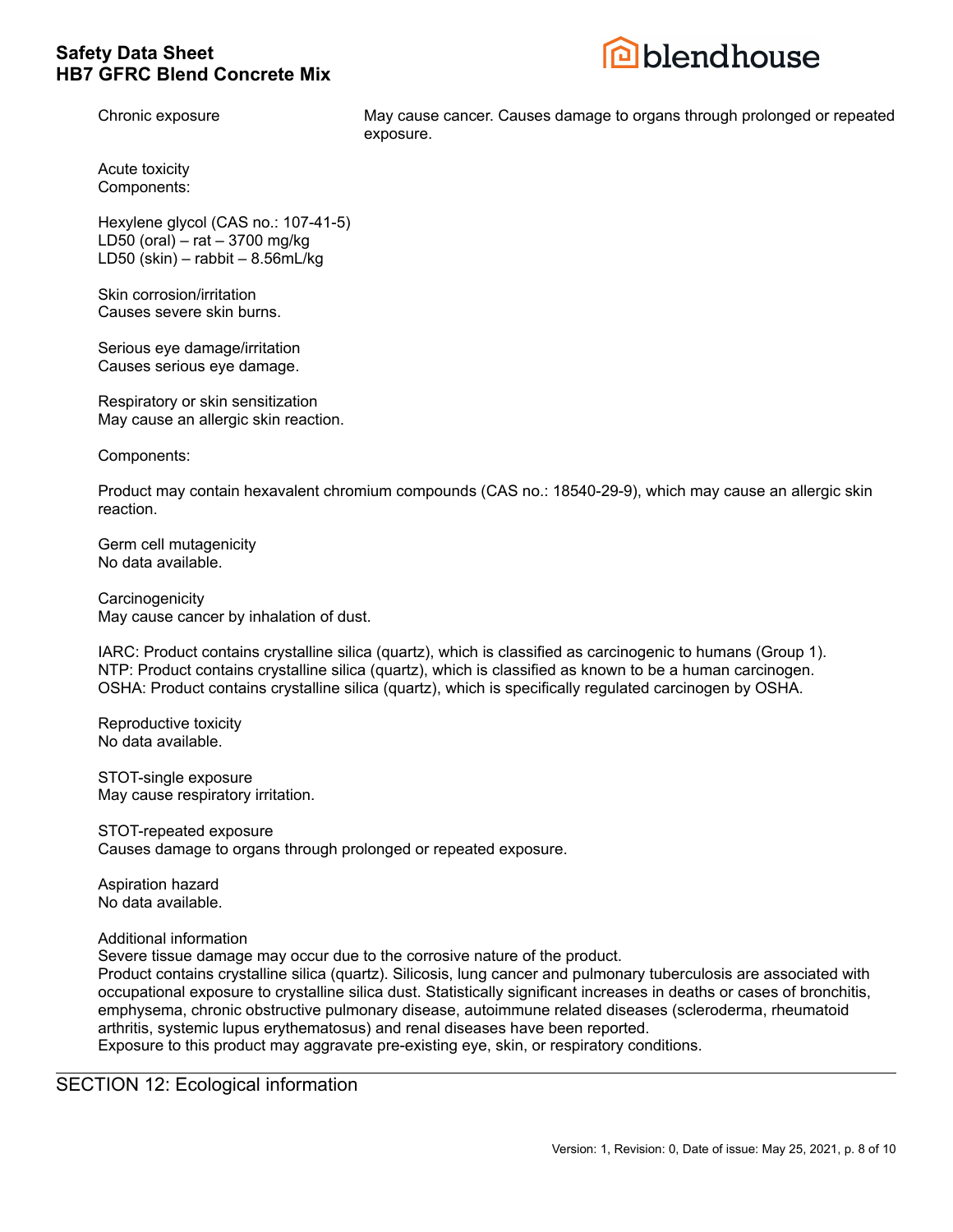Chronic exposure: May cause cancer. Causes damage to organs through prolonged or repeated exposure.

Acute toxicity
Components:

Hexylene glycol (CAS no.: 107-41-5)
LD50 (oral) – rat – 3700 mg/kg
LD50 (skin) – rabbit – 8.56mL/kg

Skin corrosion/irritation
Causes severe skin burns.

Serious eye damage/irritation
Causes serious eye damage.

Respiratory or skin sensitization
May cause an allergic skin reaction.

Components:

Product may contain hexavalent chromium compounds (CAS no.: 18540-29-9), which may cause an allergic skin reaction.

Germ cell mutagenicity
No data available.

Carcinogenicity
May cause cancer by inhalation of dust.

IARC: Product contains crystalline silica (quartz), which is classified as carcinogenic to humans (Group 1).
NTP: Product contains crystalline silica (quartz), which is classified as known to be a human carcinogen.
OSHA: Product contains crystalline silica (quartz), which is specifically regulated carcinogen by OSHA.

Reproductive toxicity
No data available.

STOT-single exposure
May cause respiratory irritation.

STOT-repeated exposure
Causes damage to organs through prolonged or repeated exposure.

Aspiration hazard
No data available.

Additional information
Severe tissue damage may occur due to the corrosive nature of the product.
Product contains crystalline silica (quartz). Silicosis, lung cancer and pulmonary tuberculosis are associated with occupational exposure to crystalline silica dust. Statistically significant increases in deaths or cases of bronchitis, emphysema, chronic obstructive pulmonary disease, autoimmune related diseases (scleroderma, rheumatoid arthritis, systemic lupus erythematosus) and renal diseases have been reported.
Exposure to this product may aggravate pre-existing eye, skin, or respiratory conditions.

## SECTION 12: Ecological information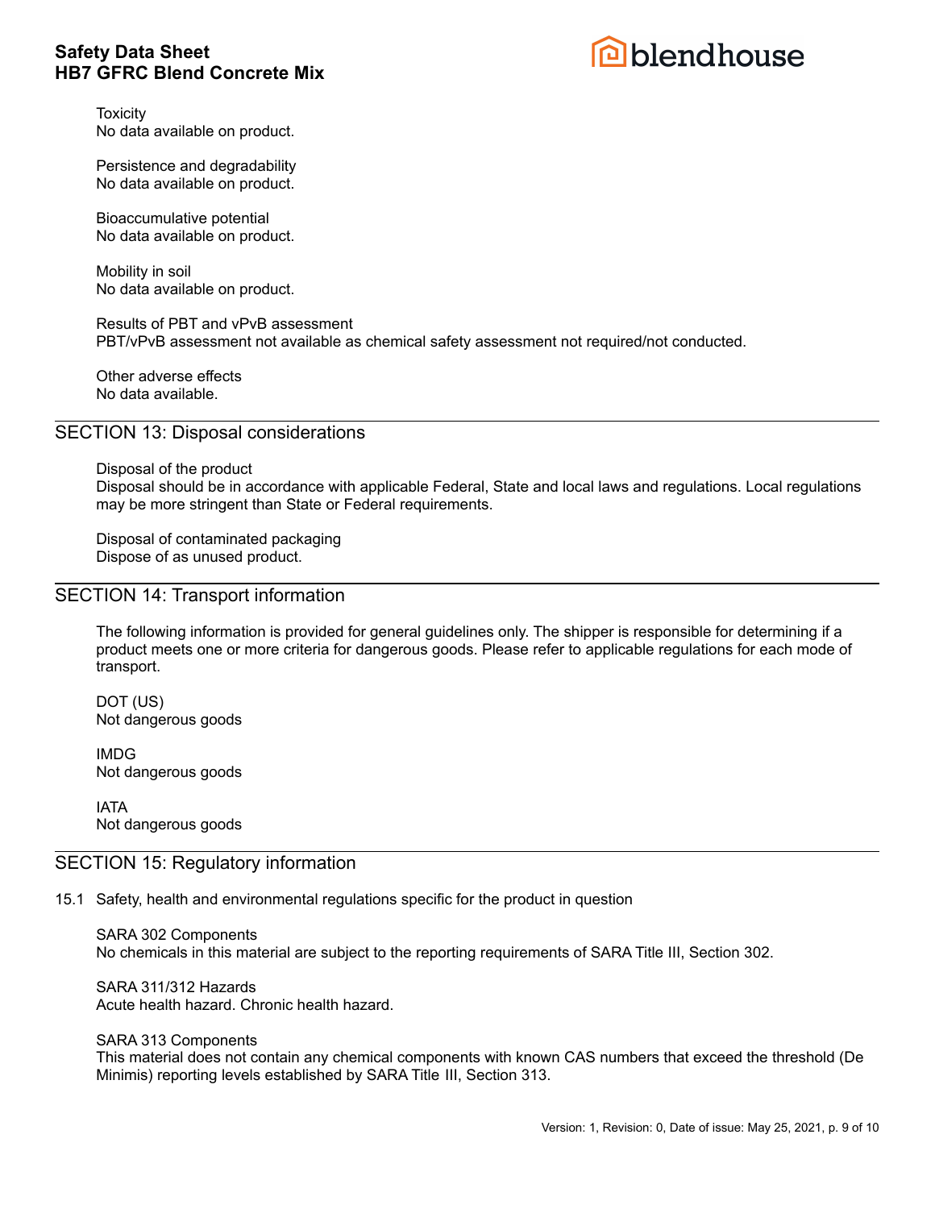Toxicity
No data available on product.

Persistence and degradability
No data available on product.

Bioaccumulative potential
No data available on product.

Mobility in soil
No data available on product.

Results of PBT and vPvB assessment
PBT/vPvB assessment not available as chemical safety assessment not required/not conducted.

Other adverse effects
No data available.

## SECTION 13: Disposal considerations

Disposal of the product
Disposal should be in accordance with applicable Federal, State and local laws and regulations. Local regulations may be more stringent than State or Federal requirements.

Disposal of contaminated packaging
Dispose of as unused product.

## SECTION 14: Transport information

The following information is provided for general guidelines only. The shipper is responsible for determining if a product meets one or more criteria for dangerous goods. Please refer to applicable regulations for each mode of transport.

DOT (US)
Not dangerous goods

IMDG
Not dangerous goods

IATA
Not dangerous goods

## SECTION 15: Regulatory information

15.1 Safety, health and environmental regulations specific for the product in question

SARA 302 Components
No chemicals in this material are subject to the reporting requirements of SARA Title III, Section 302.

SARA 311/312 Hazards
Acute health hazard. Chronic health hazard.

SARA 313 Components
This material does not contain any chemical components with known CAS numbers that exceed the threshold (De Minimis) reporting levels established by SARA Title III, Section 313.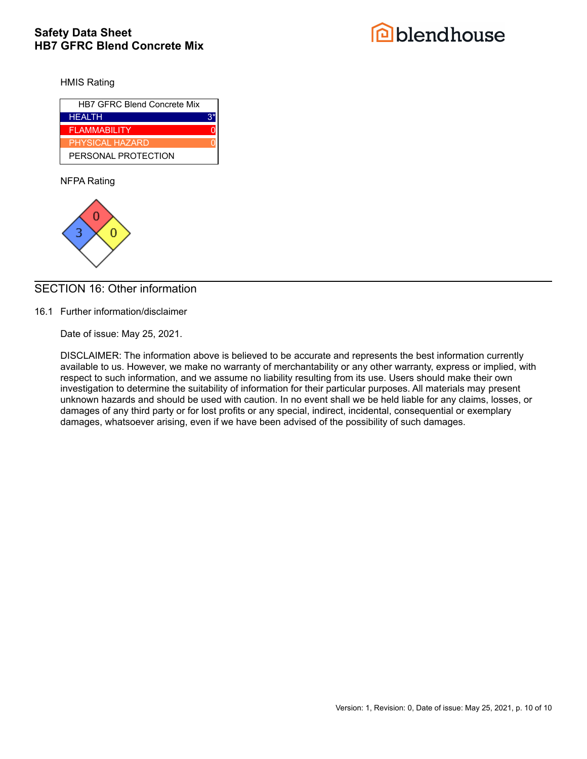HMIS Rating

| HB7 GFRC Blend Concrete Mix | |
|---|---|
| HEALTH | 3* |
| FLAMMABILITY | 0 |
| PHYSICAL HAZARD | 0 |
| PERSONAL PROTECTION | |

NFPA Rating

0
3
0

## SECTION 16: Other information

16.1 Further information/disclaimer

Date of issue: May 25, 2021.

DISCLAIMER: The information above is believed to be accurate and represents the best information currently available to us. However, we make no warranty of merchantability or any other warranty, express or implied, with respect to such information, and we assume no liability resulting from its use. Users should make their own investigation to determine the suitability of information for their particular purposes. All materials may present unknown hazards and should be used with caution. In no event shall we be held liable for any claims, losses, or damages of any third party or for lost profits or any special, indirect, incidental, consequential or exemplary damages, whatsoever arising, even if we have been advised of the possibility of such damages.